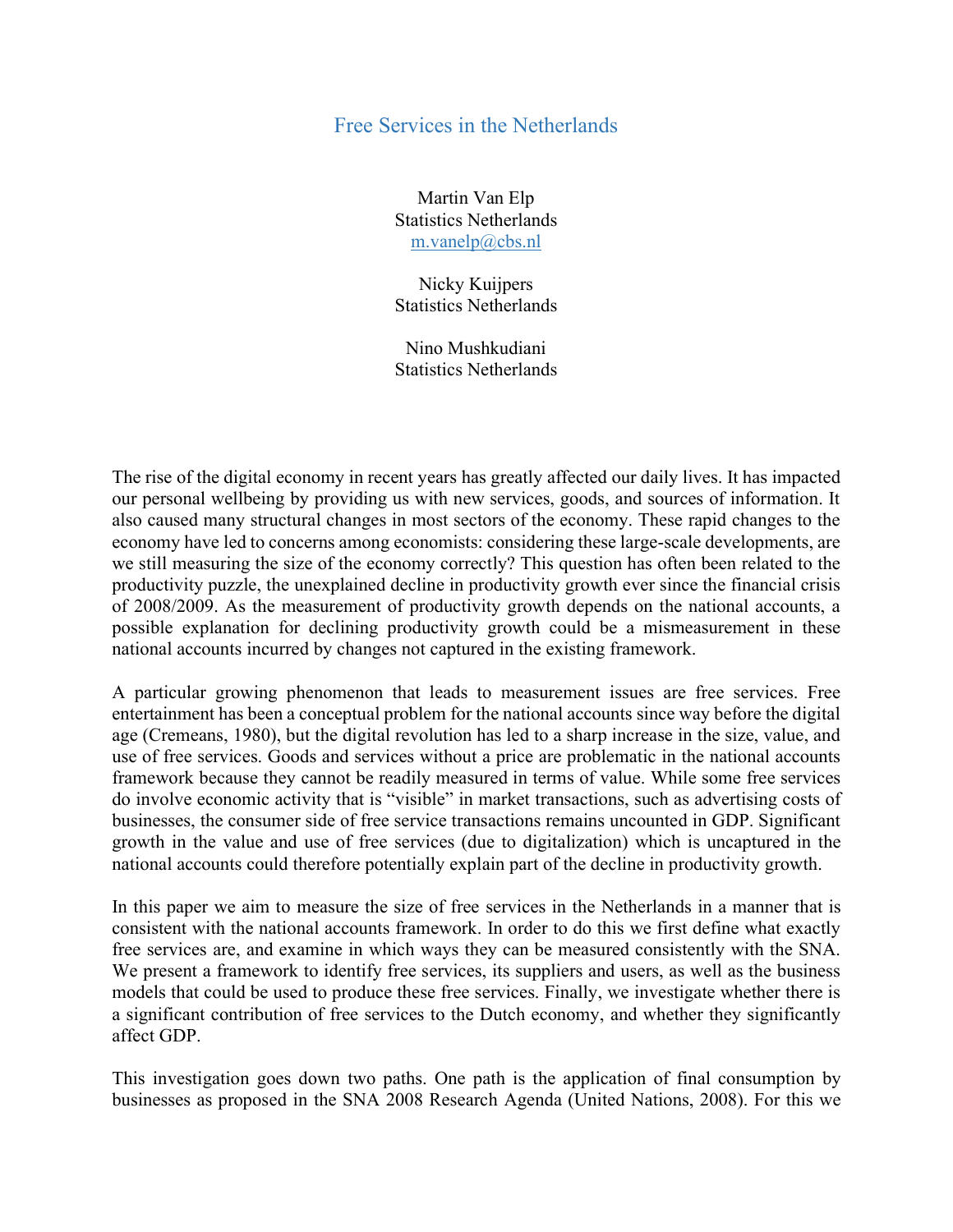# Free Services in the Netherlands

Martin Van Elp
Statistics Netherlands
m.vanelp@cbs.nl

Nicky Kuijpers
Statistics Netherlands

Nino Mushkudiani
Statistics Netherlands

The rise of the digital economy in recent years has greatly affected our daily lives. It has impacted our personal wellbeing by providing us with new services, goods, and sources of information. It also caused many structural changes in most sectors of the economy. These rapid changes to the economy have led to concerns among economists: considering these large-scale developments, are we still measuring the size of the economy correctly? This question has often been related to the productivity puzzle, the unexplained decline in productivity growth ever since the financial crisis of 2008/2009. As the measurement of productivity growth depends on the national accounts, a possible explanation for declining productivity growth could be a mismeasurement in these national accounts incurred by changes not captured in the existing framework.

A particular growing phenomenon that leads to measurement issues are free services. Free entertainment has been a conceptual problem for the national accounts since way before the digital age (Cremeans, 1980), but the digital revolution has led to a sharp increase in the size, value, and use of free services. Goods and services without a price are problematic in the national accounts framework because they cannot be readily measured in terms of value. While some free services do involve economic activity that is "visible" in market transactions, such as advertising costs of businesses, the consumer side of free service transactions remains uncounted in GDP. Significant growth in the value and use of free services (due to digitalization) which is uncaptured in the national accounts could therefore potentially explain part of the decline in productivity growth.

In this paper we aim to measure the size of free services in the Netherlands in a manner that is consistent with the national accounts framework. In order to do this we first define what exactly free services are, and examine in which ways they can be measured consistently with the SNA. We present a framework to identify free services, its suppliers and users, as well as the business models that could be used to produce these free services. Finally, we investigate whether there is a significant contribution of free services to the Dutch economy, and whether they significantly affect GDP.

This investigation goes down two paths. One path is the application of final consumption by businesses as proposed in the SNA 2008 Research Agenda (United Nations, 2008). For this we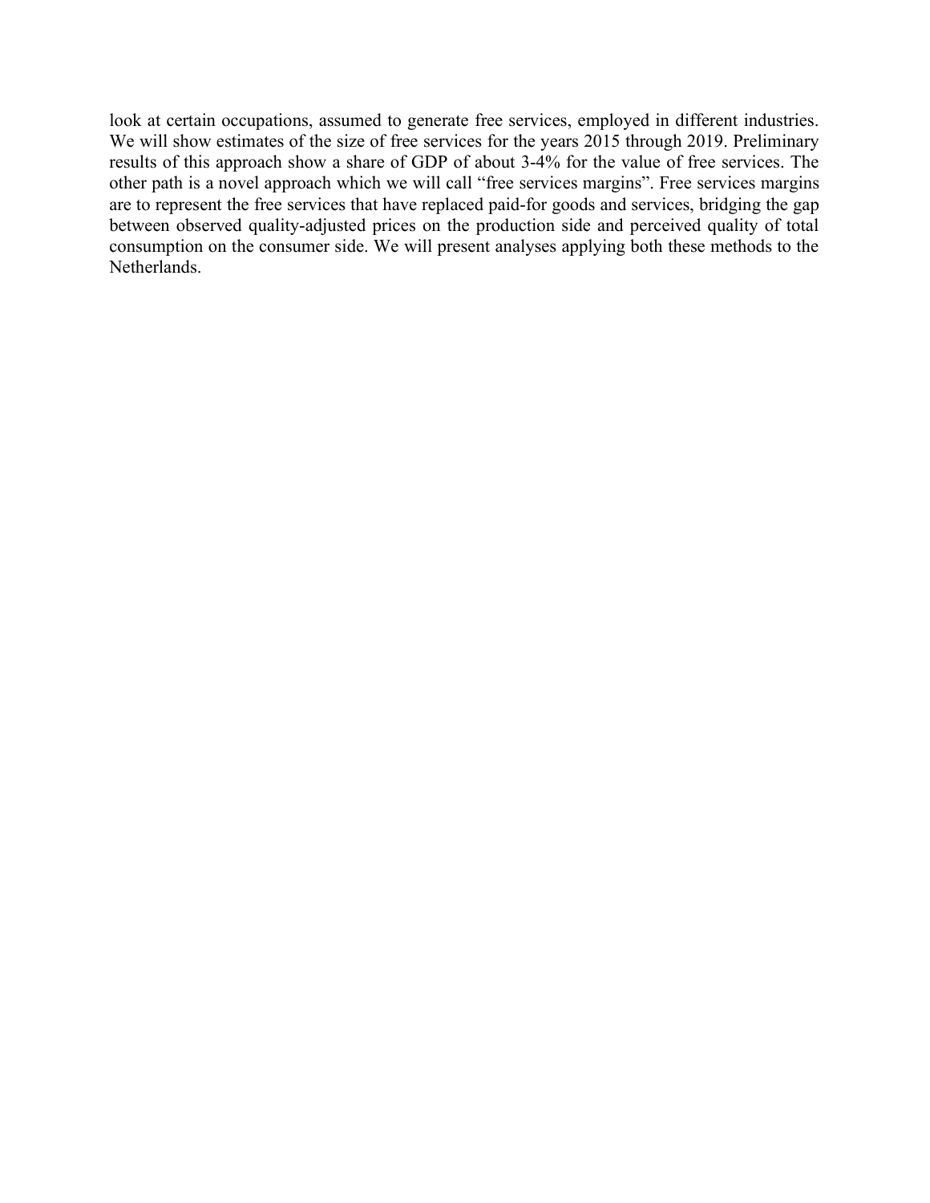look at certain occupations, assumed to generate free services, employed in different industries. We will show estimates of the size of free services for the years 2015 through 2019. Preliminary results of this approach show a share of GDP of about 3-4% for the value of free services. The other path is a novel approach which we will call "free services margins". Free services margins are to represent the free services that have replaced paid-for goods and services, bridging the gap between observed quality-adjusted prices on the production side and perceived quality of total consumption on the consumer side. We will present analyses applying both these methods to the Netherlands.